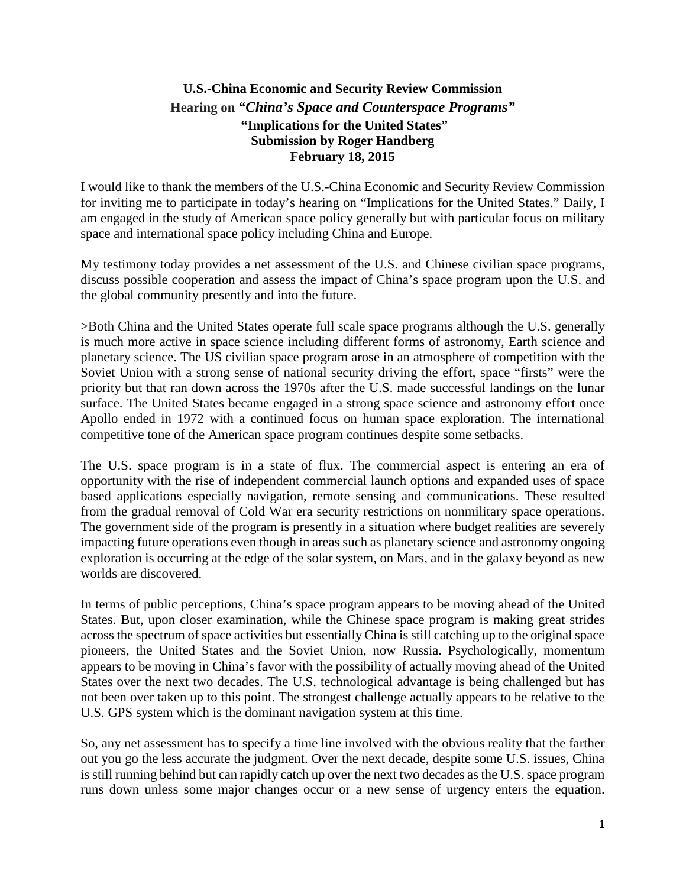**U.S.-China Economic and Security Review Commission**
**Hearing on *"China's Space and Counterspace Programs"***
**"Implications for the United States"**
**Submission by Roger Handberg**
**February 18, 2015**

I would like to thank the members of the U.S.-China Economic and Security Review Commission for inviting me to participate in today's hearing on "Implications for the United States." Daily, I am engaged in the study of American space policy generally but with particular focus on military space and international space policy including China and Europe.

My testimony today provides a net assessment of the U.S. and Chinese civilian space programs, discuss possible cooperation and assess the impact of China's space program upon the U.S. and the global community presently and into the future.

>Both China and the United States operate full scale space programs although the U.S. generally is much more active in space science including different forms of astronomy, Earth science and planetary science. The US civilian space program arose in an atmosphere of competition with the Soviet Union with a strong sense of national security driving the effort, space "firsts" were the priority but that ran down across the 1970s after the U.S. made successful landings on the lunar surface. The United States became engaged in a strong space science and astronomy effort once Apollo ended in 1972 with a continued focus on human space exploration. The international competitive tone of the American space program continues despite some setbacks.

The U.S. space program is in a state of flux. The commercial aspect is entering an era of opportunity with the rise of independent commercial launch options and expanded uses of space based applications especially navigation, remote sensing and communications. These resulted from the gradual removal of Cold War era security restrictions on nonmilitary space operations. The government side of the program is presently in a situation where budget realities are severely impacting future operations even though in areas such as planetary science and astronomy ongoing exploration is occurring at the edge of the solar system, on Mars, and in the galaxy beyond as new worlds are discovered.

In terms of public perceptions, China's space program appears to be moving ahead of the United States. But, upon closer examination, while the Chinese space program is making great strides across the spectrum of space activities but essentially China is still catching up to the original space pioneers, the United States and the Soviet Union, now Russia. Psychologically, momentum appears to be moving in China's favor with the possibility of actually moving ahead of the United States over the next two decades. The U.S. technological advantage is being challenged but has not been over taken up to this point. The strongest challenge actually appears to be relative to the U.S. GPS system which is the dominant navigation system at this time.

So, any net assessment has to specify a time line involved with the obvious reality that the farther out you go the less accurate the judgment. Over the next decade, despite some U.S. issues, China is still running behind but can rapidly catch up over the next two decades as the U.S. space program runs down unless some major changes occur or a new sense of urgency enters the equation.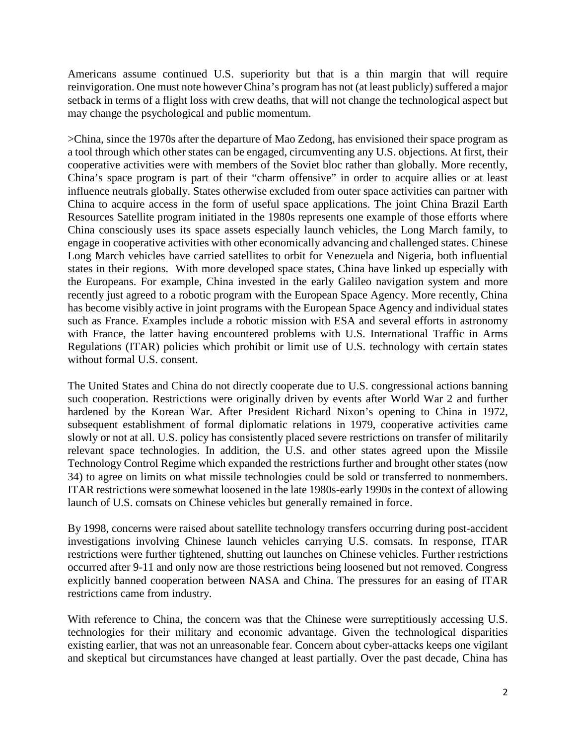Americans assume continued U.S. superiority but that is a thin margin that will require reinvigoration. One must note however China's program has not (at least publicly) suffered a major setback in terms of a flight loss with crew deaths, that will not change the technological aspect but may change the psychological and public momentum.

>China, since the 1970s after the departure of Mao Zedong, has envisioned their space program as a tool through which other states can be engaged, circumventing any U.S. objections. At first, their cooperative activities were with members of the Soviet bloc rather than globally. More recently, China's space program is part of their "charm offensive" in order to acquire allies or at least influence neutrals globally. States otherwise excluded from outer space activities can partner with China to acquire access in the form of useful space applications. The joint China Brazil Earth Resources Satellite program initiated in the 1980s represents one example of those efforts where China consciously uses its space assets especially launch vehicles, the Long March family, to engage in cooperative activities with other economically advancing and challenged states. Chinese Long March vehicles have carried satellites to orbit for Venezuela and Nigeria, both influential states in their regions. With more developed space states, China have linked up especially with the Europeans. For example, China invested in the early Galileo navigation system and more recently just agreed to a robotic program with the European Space Agency. More recently, China has become visibly active in joint programs with the European Space Agency and individual states such as France. Examples include a robotic mission with ESA and several efforts in astronomy with France, the latter having encountered problems with U.S. International Traffic in Arms Regulations (ITAR) policies which prohibit or limit use of U.S. technology with certain states without formal U.S. consent.

The United States and China do not directly cooperate due to U.S. congressional actions banning such cooperation. Restrictions were originally driven by events after World War 2 and further hardened by the Korean War. After President Richard Nixon's opening to China in 1972, subsequent establishment of formal diplomatic relations in 1979, cooperative activities came slowly or not at all. U.S. policy has consistently placed severe restrictions on transfer of militarily relevant space technologies. In addition, the U.S. and other states agreed upon the Missile Technology Control Regime which expanded the restrictions further and brought other states (now 34) to agree on limits on what missile technologies could be sold or transferred to nonmembers. ITAR restrictions were somewhat loosened in the late 1980s-early 1990s in the context of allowing launch of U.S. comsats on Chinese vehicles but generally remained in force.

By 1998, concerns were raised about satellite technology transfers occurring during post-accident investigations involving Chinese launch vehicles carrying U.S. comsats. In response, ITAR restrictions were further tightened, shutting out launches on Chinese vehicles. Further restrictions occurred after 9-11 and only now are those restrictions being loosened but not removed. Congress explicitly banned cooperation between NASA and China. The pressures for an easing of ITAR restrictions came from industry.

With reference to China, the concern was that the Chinese were surreptitiously accessing U.S. technologies for their military and economic advantage. Given the technological disparities existing earlier, that was not an unreasonable fear. Concern about cyber-attacks keeps one vigilant and skeptical but circumstances have changed at least partially. Over the past decade, China has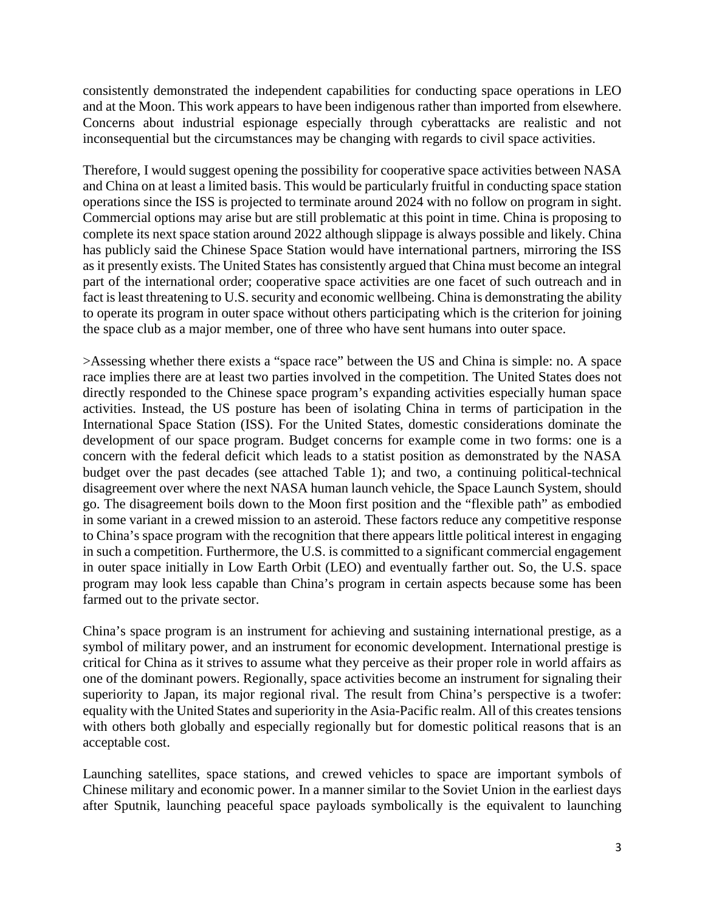consistently demonstrated the independent capabilities for conducting space operations in LEO and at the Moon. This work appears to have been indigenous rather than imported from elsewhere. Concerns about industrial espionage especially through cyberattacks are realistic and not inconsequential but the circumstances may be changing with regards to civil space activities.

Therefore, I would suggest opening the possibility for cooperative space activities between NASA and China on at least a limited basis. This would be particularly fruitful in conducting space station operations since the ISS is projected to terminate around 2024 with no follow on program in sight. Commercial options may arise but are still problematic at this point in time. China is proposing to complete its next space station around 2022 although slippage is always possible and likely. China has publicly said the Chinese Space Station would have international partners, mirroring the ISS as it presently exists. The United States has consistently argued that China must become an integral part of the international order; cooperative space activities are one facet of such outreach and in fact is least threatening to U.S. security and economic wellbeing. China is demonstrating the ability to operate its program in outer space without others participating which is the criterion for joining the space club as a major member, one of three who have sent humans into outer space.

>Assessing whether there exists a "space race" between the US and China is simple: no. A space race implies there are at least two parties involved in the competition. The United States does not directly responded to the Chinese space program's expanding activities especially human space activities. Instead, the US posture has been of isolating China in terms of participation in the International Space Station (ISS). For the United States, domestic considerations dominate the development of our space program. Budget concerns for example come in two forms: one is a concern with the federal deficit which leads to a statist position as demonstrated by the NASA budget over the past decades (see attached Table 1); and two, a continuing political-technical disagreement over where the next NASA human launch vehicle, the Space Launch System, should go. The disagreement boils down to the Moon first position and the "flexible path" as embodied in some variant in a crewed mission to an asteroid. These factors reduce any competitive response to China's space program with the recognition that there appears little political interest in engaging in such a competition. Furthermore, the U.S. is committed to a significant commercial engagement in outer space initially in Low Earth Orbit (LEO) and eventually farther out. So, the U.S. space program may look less capable than China's program in certain aspects because some has been farmed out to the private sector.

China's space program is an instrument for achieving and sustaining international prestige, as a symbol of military power, and an instrument for economic development. International prestige is critical for China as it strives to assume what they perceive as their proper role in world affairs as one of the dominant powers. Regionally, space activities become an instrument for signaling their superiority to Japan, its major regional rival. The result from China's perspective is a twofer: equality with the United States and superiority in the Asia-Pacific realm. All of this creates tensions with others both globally and especially regionally but for domestic political reasons that is an acceptable cost.

Launching satellites, space stations, and crewed vehicles to space are important symbols of Chinese military and economic power. In a manner similar to the Soviet Union in the earliest days after Sputnik, launching peaceful space payloads symbolically is the equivalent to launching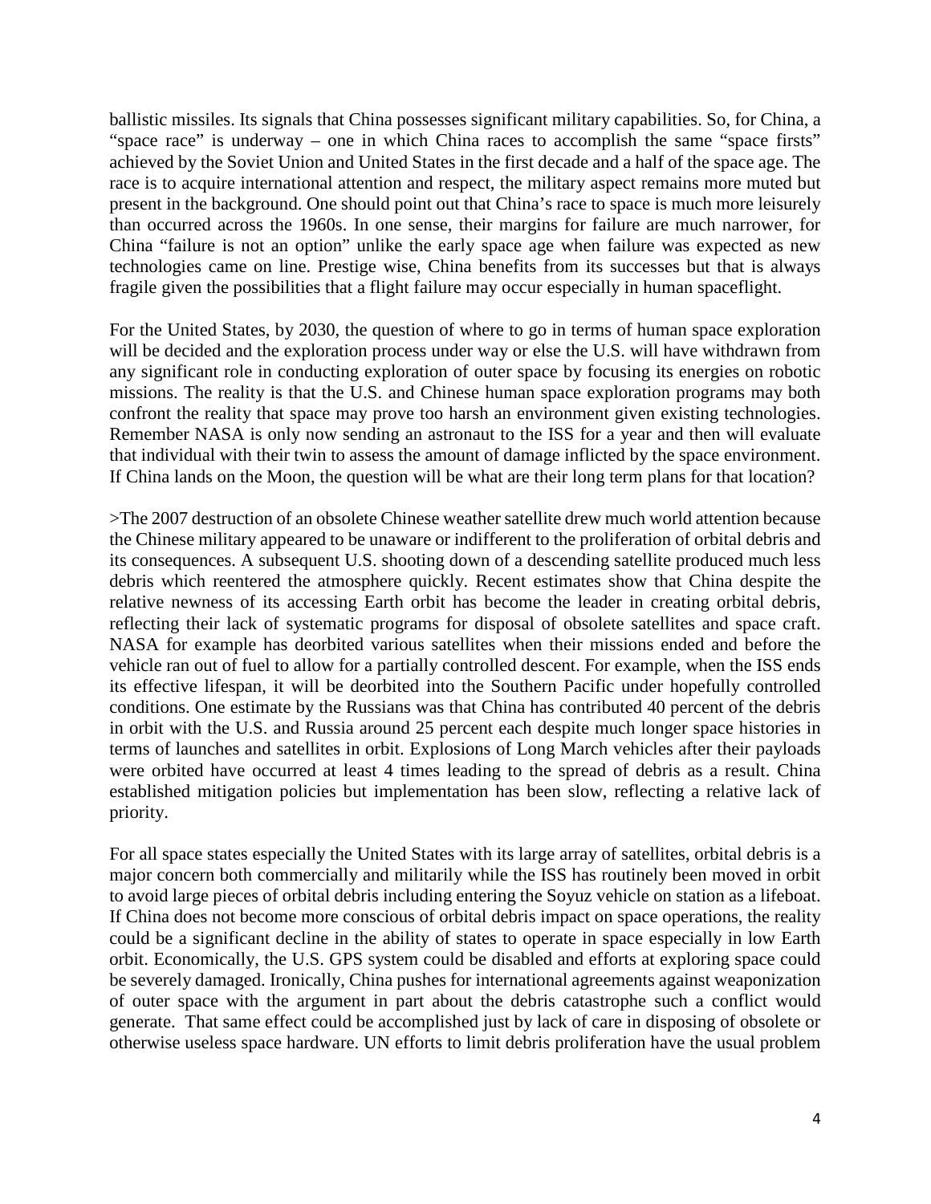ballistic missiles. Its signals that China possesses significant military capabilities. So, for China, a "space race" is underway – one in which China races to accomplish the same "space firsts" achieved by the Soviet Union and United States in the first decade and a half of the space age. The race is to acquire international attention and respect, the military aspect remains more muted but present in the background. One should point out that China's race to space is much more leisurely than occurred across the 1960s. In one sense, their margins for failure are much narrower, for China "failure is not an option" unlike the early space age when failure was expected as new technologies came on line. Prestige wise, China benefits from its successes but that is always fragile given the possibilities that a flight failure may occur especially in human spaceflight.

For the United States, by 2030, the question of where to go in terms of human space exploration will be decided and the exploration process under way or else the U.S. will have withdrawn from any significant role in conducting exploration of outer space by focusing its energies on robotic missions. The reality is that the U.S. and Chinese human space exploration programs may both confront the reality that space may prove too harsh an environment given existing technologies. Remember NASA is only now sending an astronaut to the ISS for a year and then will evaluate that individual with their twin to assess the amount of damage inflicted by the space environment. If China lands on the Moon, the question will be what are their long term plans for that location?

>The 2007 destruction of an obsolete Chinese weather satellite drew much world attention because the Chinese military appeared to be unaware or indifferent to the proliferation of orbital debris and its consequences. A subsequent U.S. shooting down of a descending satellite produced much less debris which reentered the atmosphere quickly. Recent estimates show that China despite the relative newness of its accessing Earth orbit has become the leader in creating orbital debris, reflecting their lack of systematic programs for disposal of obsolete satellites and space craft. NASA for example has deorbited various satellites when their missions ended and before the vehicle ran out of fuel to allow for a partially controlled descent. For example, when the ISS ends its effective lifespan, it will be deorbited into the Southern Pacific under hopefully controlled conditions. One estimate by the Russians was that China has contributed 40 percent of the debris in orbit with the U.S. and Russia around 25 percent each despite much longer space histories in terms of launches and satellites in orbit. Explosions of Long March vehicles after their payloads were orbited have occurred at least 4 times leading to the spread of debris as a result. China established mitigation policies but implementation has been slow, reflecting a relative lack of priority.

For all space states especially the United States with its large array of satellites, orbital debris is a major concern both commercially and militarily while the ISS has routinely been moved in orbit to avoid large pieces of orbital debris including entering the Soyuz vehicle on station as a lifeboat. If China does not become more conscious of orbital debris impact on space operations, the reality could be a significant decline in the ability of states to operate in space especially in low Earth orbit. Economically, the U.S. GPS system could be disabled and efforts at exploring space could be severely damaged. Ironically, China pushes for international agreements against weaponization of outer space with the argument in part about the debris catastrophe such a conflict would generate. That same effect could be accomplished just by lack of care in disposing of obsolete or otherwise useless space hardware. UN efforts to limit debris proliferation have the usual problem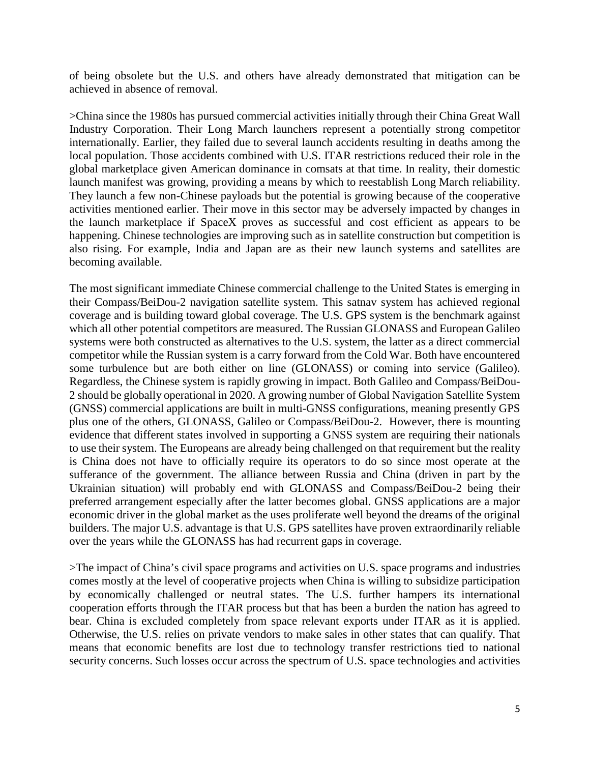of being obsolete but the U.S. and others have already demonstrated that mitigation can be achieved in absence of removal.

>China since the 1980s has pursued commercial activities initially through their China Great Wall Industry Corporation. Their Long March launchers represent a potentially strong competitor internationally. Earlier, they failed due to several launch accidents resulting in deaths among the local population. Those accidents combined with U.S. ITAR restrictions reduced their role in the global marketplace given American dominance in comsats at that time. In reality, their domestic launch manifest was growing, providing a means by which to reestablish Long March reliability. They launch a few non-Chinese payloads but the potential is growing because of the cooperative activities mentioned earlier. Their move in this sector may be adversely impacted by changes in the launch marketplace if SpaceX proves as successful and cost efficient as appears to be happening. Chinese technologies are improving such as in satellite construction but competition is also rising. For example, India and Japan are as their new launch systems and satellites are becoming available.

The most significant immediate Chinese commercial challenge to the United States is emerging in their Compass/BeiDou-2 navigation satellite system. This satnav system has achieved regional coverage and is building toward global coverage. The U.S. GPS system is the benchmark against which all other potential competitors are measured. The Russian GLONASS and European Galileo systems were both constructed as alternatives to the U.S. system, the latter as a direct commercial competitor while the Russian system is a carry forward from the Cold War. Both have encountered some turbulence but are both either on line (GLONASS) or coming into service (Galileo). Regardless, the Chinese system is rapidly growing in impact. Both Galileo and Compass/BeiDou-2 should be globally operational in 2020. A growing number of Global Navigation Satellite System (GNSS) commercial applications are built in multi-GNSS configurations, meaning presently GPS plus one of the others, GLONASS, Galileo or Compass/BeiDou-2. However, there is mounting evidence that different states involved in supporting a GNSS system are requiring their nationals to use their system. The Europeans are already being challenged on that requirement but the reality is China does not have to officially require its operators to do so since most operate at the sufferance of the government. The alliance between Russia and China (driven in part by the Ukrainian situation) will probably end with GLONASS and Compass/BeiDou-2 being their preferred arrangement especially after the latter becomes global. GNSS applications are a major economic driver in the global market as the uses proliferate well beyond the dreams of the original builders. The major U.S. advantage is that U.S. GPS satellites have proven extraordinarily reliable over the years while the GLONASS has had recurrent gaps in coverage.

>The impact of China's civil space programs and activities on U.S. space programs and industries comes mostly at the level of cooperative projects when China is willing to subsidize participation by economically challenged or neutral states. The U.S. further hampers its international cooperation efforts through the ITAR process but that has been a burden the nation has agreed to bear. China is excluded completely from space relevant exports under ITAR as it is applied. Otherwise, the U.S. relies on private vendors to make sales in other states that can qualify. That means that economic benefits are lost due to technology transfer restrictions tied to national security concerns. Such losses occur across the spectrum of U.S. space technologies and activities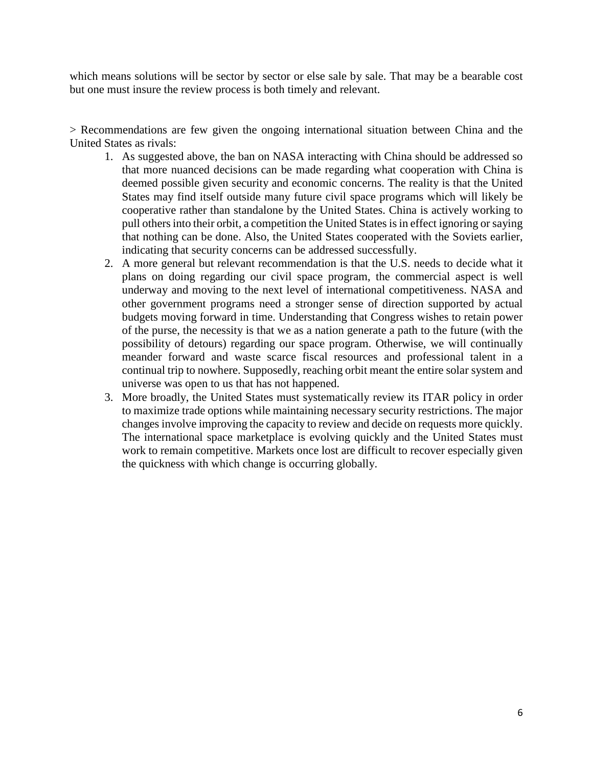which means solutions will be sector by sector or else sale by sale. That may be a bearable cost but one must insure the review process is both timely and relevant.

> Recommendations are few given the ongoing international situation between China and the United States as rivals:

1. As suggested above, the ban on NASA interacting with China should be addressed so that more nuanced decisions can be made regarding what cooperation with China is deemed possible given security and economic concerns. The reality is that the United States may find itself outside many future civil space programs which will likely be cooperative rather than standalone by the United States. China is actively working to pull others into their orbit, a competition the United States is in effect ignoring or saying that nothing can be done. Also, the United States cooperated with the Soviets earlier, indicating that security concerns can be addressed successfully.
2. A more general but relevant recommendation is that the U.S. needs to decide what it plans on doing regarding our civil space program, the commercial aspect is well underway and moving to the next level of international competitiveness. NASA and other government programs need a stronger sense of direction supported by actual budgets moving forward in time. Understanding that Congress wishes to retain power of the purse, the necessity is that we as a nation generate a path to the future (with the possibility of detours) regarding our space program. Otherwise, we will continually meander forward and waste scarce fiscal resources and professional talent in a continual trip to nowhere. Supposedly, reaching orbit meant the entire solar system and universe was open to us that has not happened.
3. More broadly, the United States must systematically review its ITAR policy in order to maximize trade options while maintaining necessary security restrictions. The major changes involve improving the capacity to review and decide on requests more quickly. The international space marketplace is evolving quickly and the United States must work to remain competitive. Markets once lost are difficult to recover especially given the quickness with which change is occurring globally.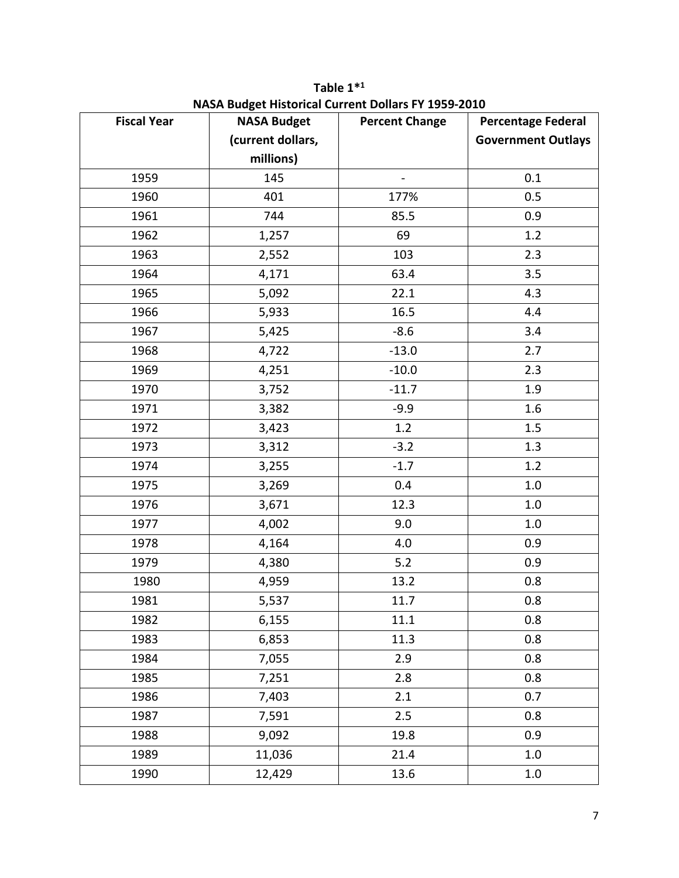**Table 1*[1]**
**NASA Budget Historical Current Dollars FY 1959-2010**

| Fiscal Year | NASA Budget (current dollars, millions) | Percent Change | Percentage Federal Government Outlays |
|---|---|---|---|
| 1959 | 145 | - | 0.1 |
| 1960 | 401 | 177% | 0.5 |
| 1961 | 744 | 85.5 | 0.9 |
| 1962 | 1,257 | 69 | 1.2 |
| 1963 | 2,552 | 103 | 2.3 |
| 1964 | 4,171 | 63.4 | 3.5 |
| 1965 | 5,092 | 22.1 | 4.3 |
| 1966 | 5,933 | 16.5 | 4.4 |
| 1967 | 5,425 | -8.6 | 3.4 |
| 1968 | 4,722 | -13.0 | 2.7 |
| 1969 | 4,251 | -10.0 | 2.3 |
| 1970 | 3,752 | -11.7 | 1.9 |
| 1971 | 3,382 | -9.9 | 1.6 |
| 1972 | 3,423 | 1.2 | 1.5 |
| 1973 | 3,312 | -3.2 | 1.3 |
| 1974 | 3,255 | -1.7 | 1.2 |
| 1975 | 3,269 | 0.4 | 1.0 |
| 1976 | 3,671 | 12.3 | 1.0 |
| 1977 | 4,002 | 9.0 | 1.0 |
| 1978 | 4,164 | 4.0 | 0.9 |
| 1979 | 4,380 | 5.2 | 0.9 |
| 1980 | 4,959 | 13.2 | 0.8 |
| 1981 | 5,537 | 11.7 | 0.8 |
| 1982 | 6,155 | 11.1 | 0.8 |
| 1983 | 6,853 | 11.3 | 0.8 |
| 1984 | 7,055 | 2.9 | 0.8 |
| 1985 | 7,251 | 2.8 | 0.8 |
| 1986 | 7,403 | 2.1 | 0.7 |
| 1987 | 7,591 | 2.5 | 0.8 |
| 1988 | 9,092 | 19.8 | 0.9 |
| 1989 | 11,036 | 21.4 | 1.0 |
| 1990 | 12,429 | 13.6 | 1.0 |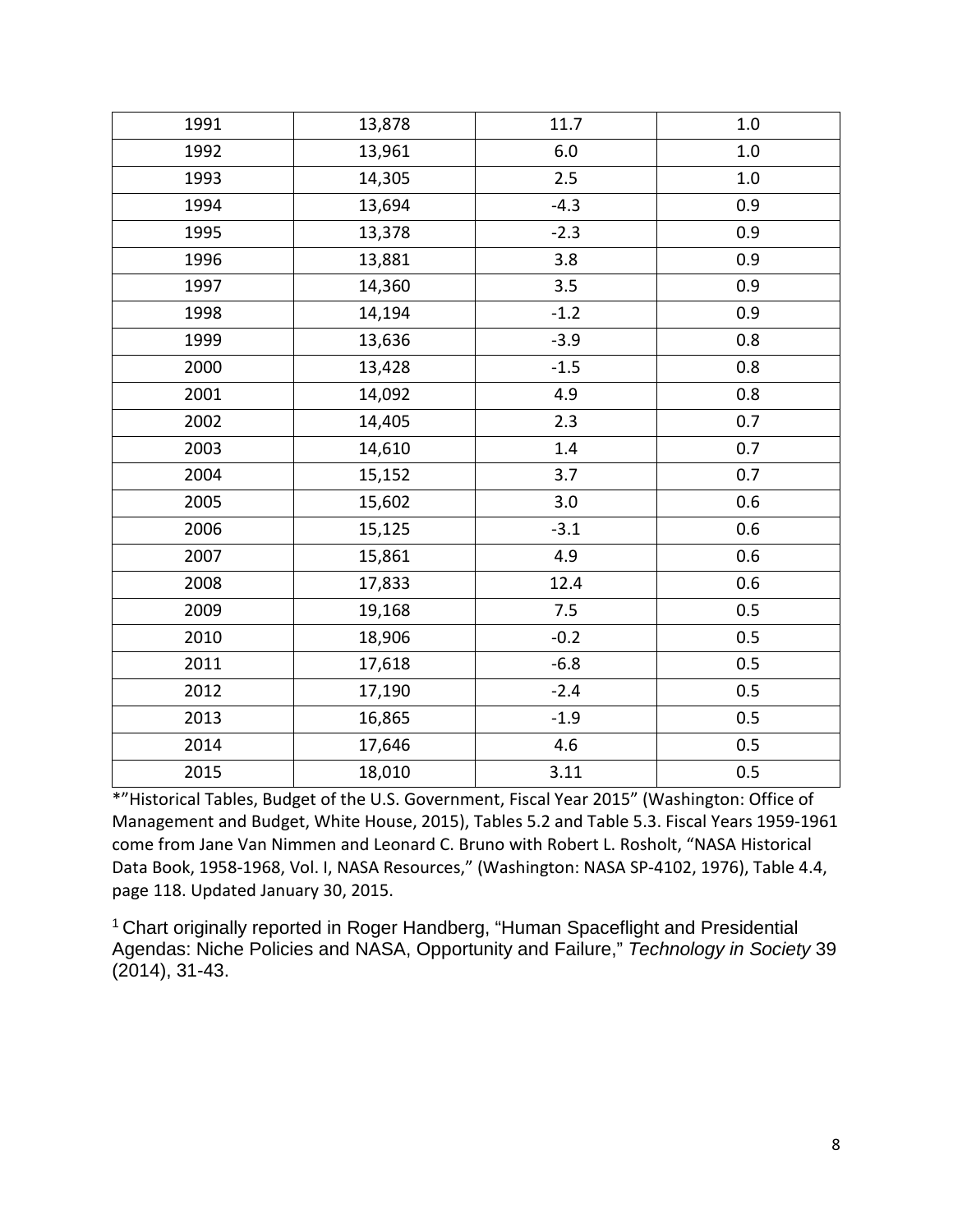| | | | |
|---|---|---|---|
| 1991 | 13,878 | 11.7 | 1.0 |
| 1992 | 13,961 | 6.0 | 1.0 |
| 1993 | 14,305 | 2.5 | 1.0 |
| 1994 | 13,694 | -4.3 | 0.9 |
| 1995 | 13,378 | -2.3 | 0.9 |
| 1996 | 13,881 | 3.8 | 0.9 |
| 1997 | 14,360 | 3.5 | 0.9 |
| 1998 | 14,194 | -1.2 | 0.9 |
| 1999 | 13,636 | -3.9 | 0.8 |
| 2000 | 13,428 | -1.5 | 0.8 |
| 2001 | 14,092 | 4.9 | 0.8 |
| 2002 | 14,405 | 2.3 | 0.7 |
| 2003 | 14,610 | 1.4 | 0.7 |
| 2004 | 15,152 | 3.7 | 0.7 |
| 2005 | 15,602 | 3.0 | 0.6 |
| 2006 | 15,125 | -3.1 | 0.6 |
| 2007 | 15,861 | 4.9 | 0.6 |
| 2008 | 17,833 | 12.4 | 0.6 |
| 2009 | 19,168 | 7.5 | 0.5 |
| 2010 | 18,906 | -0.2 | 0.5 |
| 2011 | 17,618 | -6.8 | 0.5 |
| 2012 | 17,190 | -2.4 | 0.5 |
| 2013 | 16,865 | -1.9 | 0.5 |
| 2014 | 17,646 | 4.6 | 0.5 |
| 2015 | 18,010 | 3.11 | 0.5 |

*"Historical Tables, Budget of the U.S. Government, Fiscal Year 2015" (Washington: Office of Management and Budget, White House, 2015), Tables 5.2 and Table 5.3. Fiscal Years 1959-1961 come from Jane Van Nimmen and Leonard C. Bruno with Robert L. Rosholt, "NASA Historical Data Book, 1958-1968, Vol. I, NASA Resources," (Washington: NASA SP-4102, 1976), Table 4.4, page 118. Updated January 30, 2015.

[1] Chart originally reported in Roger Handberg, "Human Spaceflight and Presidential Agendas: Niche Policies and NASA, Opportunity and Failure," *Technology in Society* 39 (2014), 31-43.